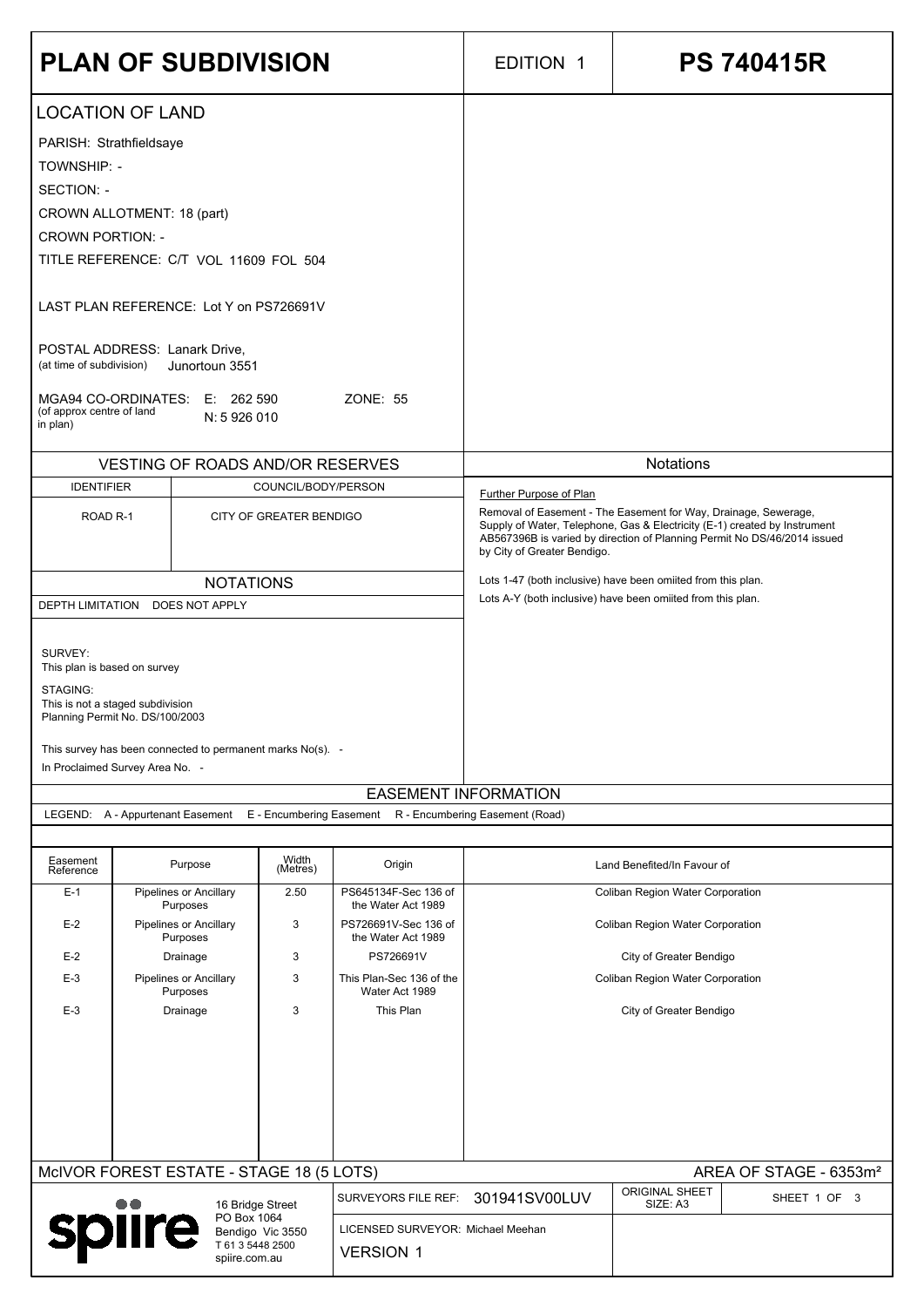# PLAN OF SUBDIVISION

EDITION 1

**PS 740415R**

## LOCATION OF LAND

PARISH: Strathfieldsaye

TOWNSHIP: -

SECTION: -

CROWN ALLOTMENT: 18 (part)

CROWN PORTION: -

TITLE REFERENCE: C/T VOL 11609 FOL 504

LAST PLAN REFERENCE: Lot Y on PS726691V

POSTAL ADDRESS: Lanark Drive,
(at time of subdivision) Junortoun 3551

MGA94 CO-ORDINATES: E: 262 590 ZONE: 55
(of approx centre of land in plan) N: 5 926 010

## VESTING OF ROADS AND/OR RESERVES

| IDENTIFIER | COUNCIL/BODY/PERSON |
|---|---|
| ROAD R-1 | CITY OF GREATER BENDIGO |

## NOTATIONS

DEPTH LIMITATION DOES NOT APPLY

SURVEY:
This plan is based on survey

STAGING:
This is not a staged subdivision
Planning Permit No. DS/100/2003

This survey has been connected to permanent marks No(s). -

In Proclaimed Survey Area No. -

## Notations

Further Purpose of Plan

Removal of Easement - The Easement for Way, Drainage, Sewerage, Supply of Water, Telephone, Gas & Electricity (E-1) created by Instrument AB567396B is varied by direction of Planning Permit No DS/46/2014 issued by City of Greater Bendigo.

Lots 1-47 (both inclusive) have been omiited from this plan.

Lots A-Y (both inclusive) have been omiited from this plan.

## EASEMENT INFORMATION

LEGEND: A - Appurtenant Easement E - Encumbering Easement R - Encumbering Easement (Road)

| Easement Reference | Purpose | Width (Metres) | Origin | Land Benefited/In Favour of |
|---|---|---|---|---|
| E-1 | Pipelines or Ancillary Purposes | 2.50 | PS645134F-Sec 136 of the Water Act 1989 | Coliban Region Water Corporation |
| E-2 | Pipelines or Ancillary Purposes | 3 | PS726691V-Sec 136 of the Water Act 1989 | Coliban Region Water Corporation |
| E-2 | Drainage | 3 | PS726691V | City of Greater Bendigo |
| E-3 | Pipelines or Ancillary Purposes | 3 | This Plan-Sec 136 of the Water Act 1989 | Coliban Region Water Corporation |
| E-3 | Drainage | 3 | This Plan | City of Greater Bendigo |

McIVOR FOREST ESTATE - STAGE 18 (5 LOTS)

AREA OF STAGE - 6353m²

spiire
16 Bridge Street
PO Box 1064
Bendigo Vic 3550
T 61 3 5448 2500
spiire.com.au

SURVEYORS FILE REF: 301941SV00LUV

ORIGINAL SHEET SIZE: A3

LICENSED SURVEYOR: Michael Meehan

VERSION 1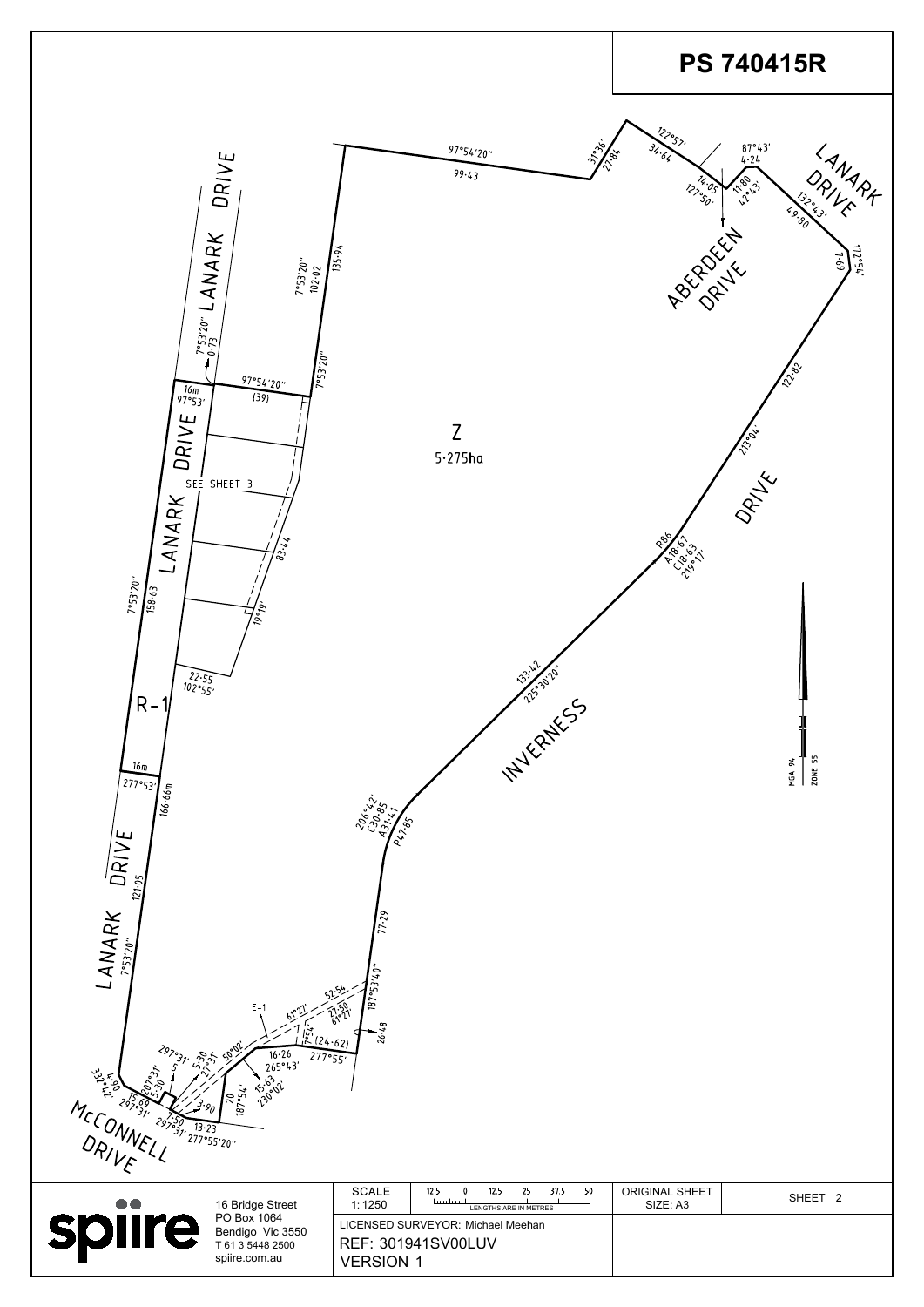# PS 740415R

LANARK DRIVE

LANARK DRIVE

ABERDEEN DRIVE

INVERNESS DRIVE

LANARK DRIVE

McCONNELL DRIVE

Z
5·275ha

R-1

E-1

SEE SHEET 3

97°54'20" 99·43

31°36' 27·84

122°57' 34·64

14·05 127°50'

87°43' 4·24

11·80 42°43'

132°43' 49·80

172°54' 7·69

213°04' 122·82

R86 A18·67 C18·63 219°17'

225°30'20" 133·42

206°42' C30·85 A31·41 R47·85

187°53'40" 77·29

26·48

52·54

27·50 61°27'

61°27'

7°54'

(24·62) 277°55'

16·26 265°43'

15·63 230°02'

50°02'

20 187°54'

13·23 277°55'20"

3·90

1·50 297°31'

5·30 27°31'

297°31'

207°31' 5·30

15·69 297°31'

332°42' 4·90

7°53'20" 121·05

166·66m

16m 277°53'

7°53'20" 158·63

22·55 102°55'

19°19'

83·44

16m 97°53'

97°54'20" (39)

7°53'20" 0·73

7°53'20" 102·02

135·94

7°53'20"

MGA 94 ZONE 55

| | | SCALE 1: 1250 | 12.5 0 12.5 25 37.5 50 LENGTHS ARE IN METRES | ORIGINAL SHEET SIZE: A3 | SHEET 2 |
|---|---|---|---|---|---|
| spiire | 16 Bridge Street<br>PO Box 1064<br>Bendigo Vic 3550<br>T 61 3 5448 2500<br>spiire.com.au | LICENSED SURVEYOR: Michael Meehan<br>REF: 301941SV00LUV<br>VERSION 1 | | | |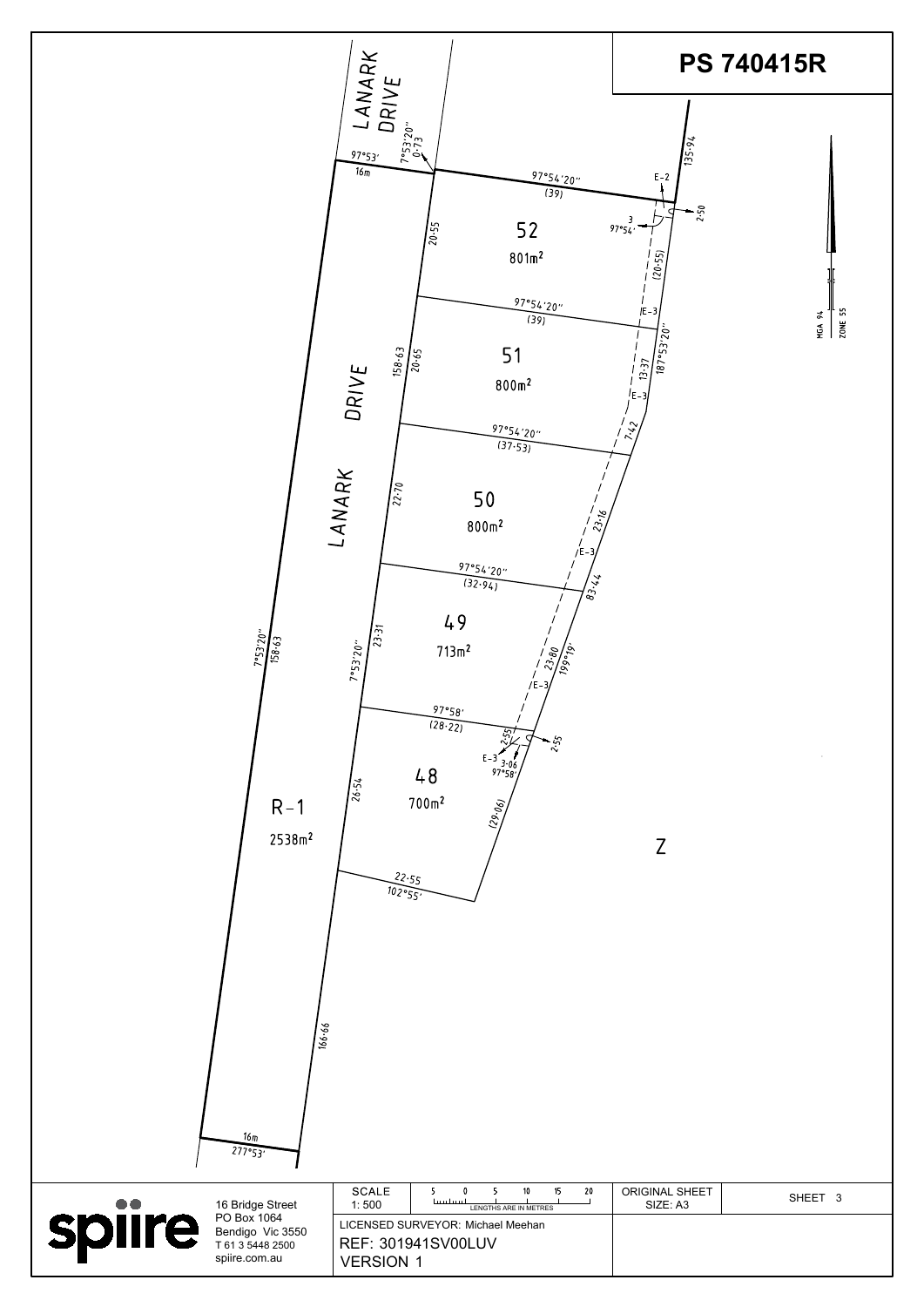# PS 740415R

LANARK DRIVE

97°53'
16m

7°53'20"
0·73

97°54'20"
(39)

135·94

E–2

3
97°54'

2·50

52
801m²

20·55

(20·55)

97°54'20"
(39)

E–3

51
800m²

158·63
20·65

13·37

187°53'20"

E–3

7·42

LANARK DRIVE

97°54'20"
(37·53)

50
800m²

22·70

23·16

E–3

83·44

97°54'20"
(32·94)

49
713m²

7°53'20"
158·63

7°53'20"

23·31

23·80

199°19'

E–3

97°58'
(28·22)

2·55

E–3
3·06
97°58'

2·55

48
700m²

26·54

(29·06)

R–1
2538m²

22·55
102°55'

Z

166·66

16m
277°53'

MGA 94
ZONE 55

16 Bridge Street
PO Box 1064
Bendigo Vic 3550
T 61 3 5448 2500
spiire.com.au

SCALE
1: 500

5 0 5 10 15 20
LENGTHS ARE IN METRES

ORIGINAL SHEET
SIZE: A3

SHEET 3

LICENSED SURVEYOR: Michael Meehan
REF: 301941SV00LUV
VERSION 1